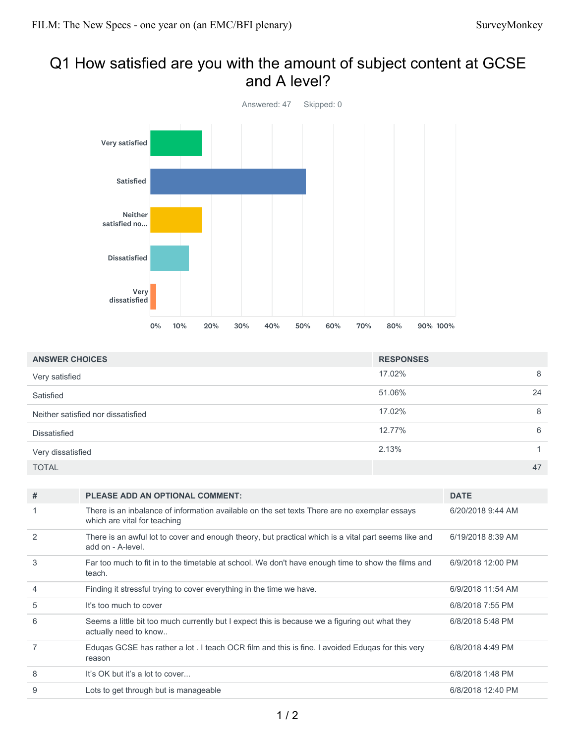# Q1 How satisfied are you with the amount of subject content at GCSE and A level?

Answered: 47  Skipped: 0

| ANSWER CHOICES | RESPONSES | |
|---|---|---|
| Very satisfied | 17.02% | 8 |
| Satisfied | 51.06% | 24 |
| Neither satisfied nor dissatisfied | 17.02% | 8 |
| Dissatisfied | 12.77% | 6 |
| Very dissatisfied | 2.13% | 1 |
| TOTAL | | 47 |

| # | PLEASE ADD AN OPTIONAL COMMENT: | DATE |
|---|---|---|
| 1 | There is an inbalance of information available on the set texts There are no exemplar essays which are vital for teaching | 6/20/2018 9:44 AM |
| 2 | There is an awful lot to cover and enough theory, but practical which is a vital part seems like and add on - A-level. | 6/19/2018 8:39 AM |
| 3 | Far too much to fit in to the timetable at school. We don't have enough time to show the films and teach. | 6/9/2018 12:00 PM |
| 4 | Finding it stressful trying to cover everything in the time we have. | 6/9/2018 11:54 AM |
| 5 | It's too much to cover | 6/8/2018 7:55 PM |
| 6 | Seems a little bit too much currently but I expect this is because we a figuring out what they actually need to know.. | 6/8/2018 5:48 PM |
| 7 | Eduqas GCSE has rather a lot . I teach OCR film and this is fine. I avoided Eduqas for this very reason | 6/8/2018 4:49 PM |
| 8 | It's OK but it's a lot to cover... | 6/8/2018 1:48 PM |
| 9 | Lots to get through but is manageable | 6/8/2018 12:40 PM |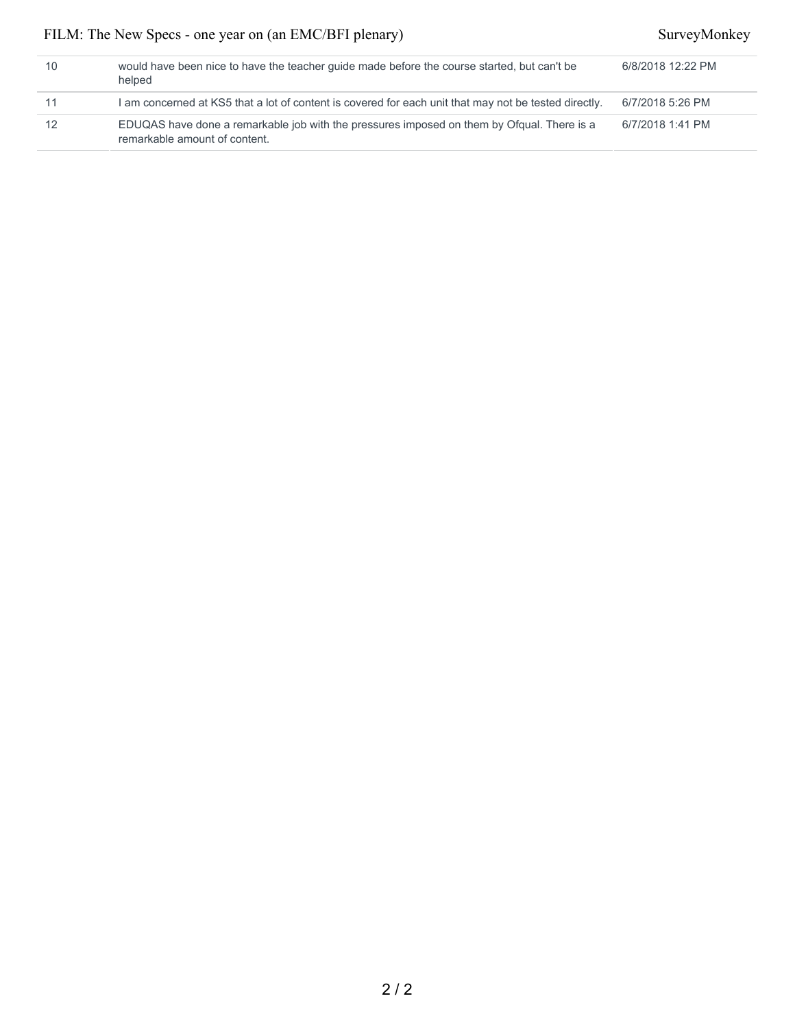| 10 | would have been nice to have the teacher guide made before the course started, but can't be helped | 6/8/2018 12:22 PM |
|---|---|---|
| 11 | I am concerned at KS5 that a lot of content is covered for each unit that may not be tested directly. | 6/7/2018 5:26 PM |
| 12 | EDUQAS have done a remarkable job with the pressures imposed on them by Ofqual. There is a remarkable amount of content. | 6/7/2018 1:41 PM |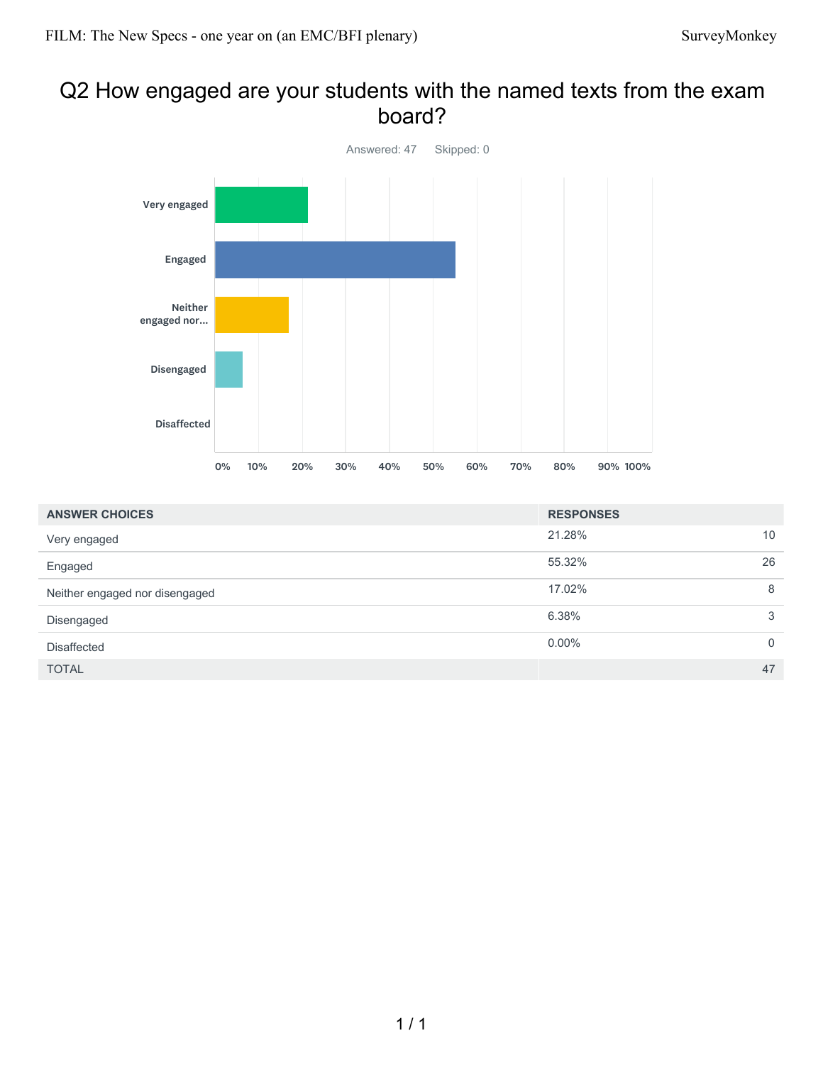# Q2 How engaged are your students with the named texts from the exam board?

Answered: 47 Skipped: 0

| ANSWER CHOICES | RESPONSES | |
|---|---|---|
| Very engaged | 21.28% | 10 |
| Engaged | 55.32% | 26 |
| Neither engaged nor disengaged | 17.02% | 8 |
| Disengaged | 6.38% | 3 |
| Disaffected | 0.00% | 0 |
| TOTAL | | 47 |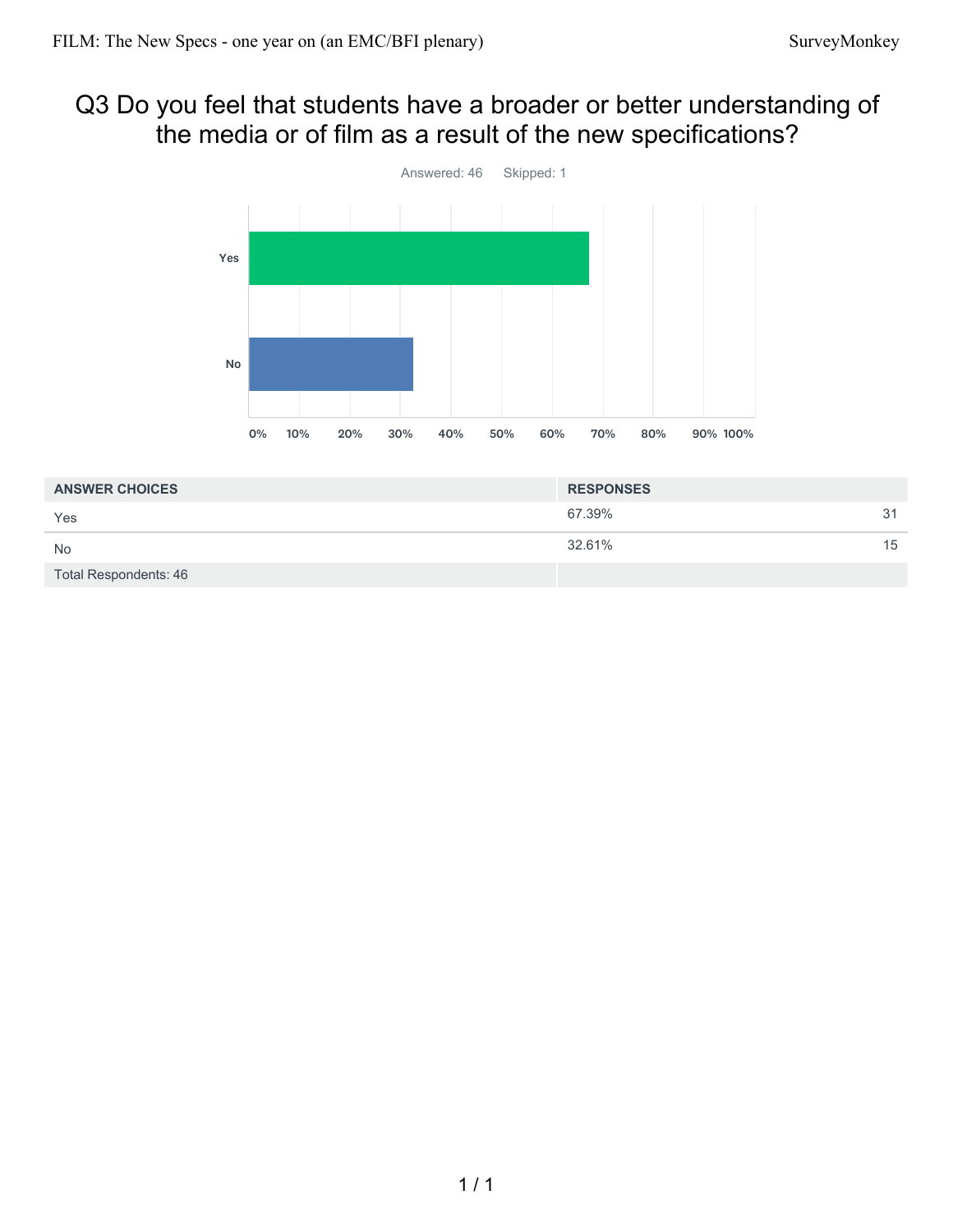# Q3 Do you feel that students have a broader or better understanding of the media or of film as a result of the new specifications?

Answered: 46 Skipped: 1

| ANSWER CHOICES | RESPONSES | |
|---|---|---|
| Yes | 67.39% | 31 |
| No | 32.61% | 15 |
| Total Respondents: 46 | | |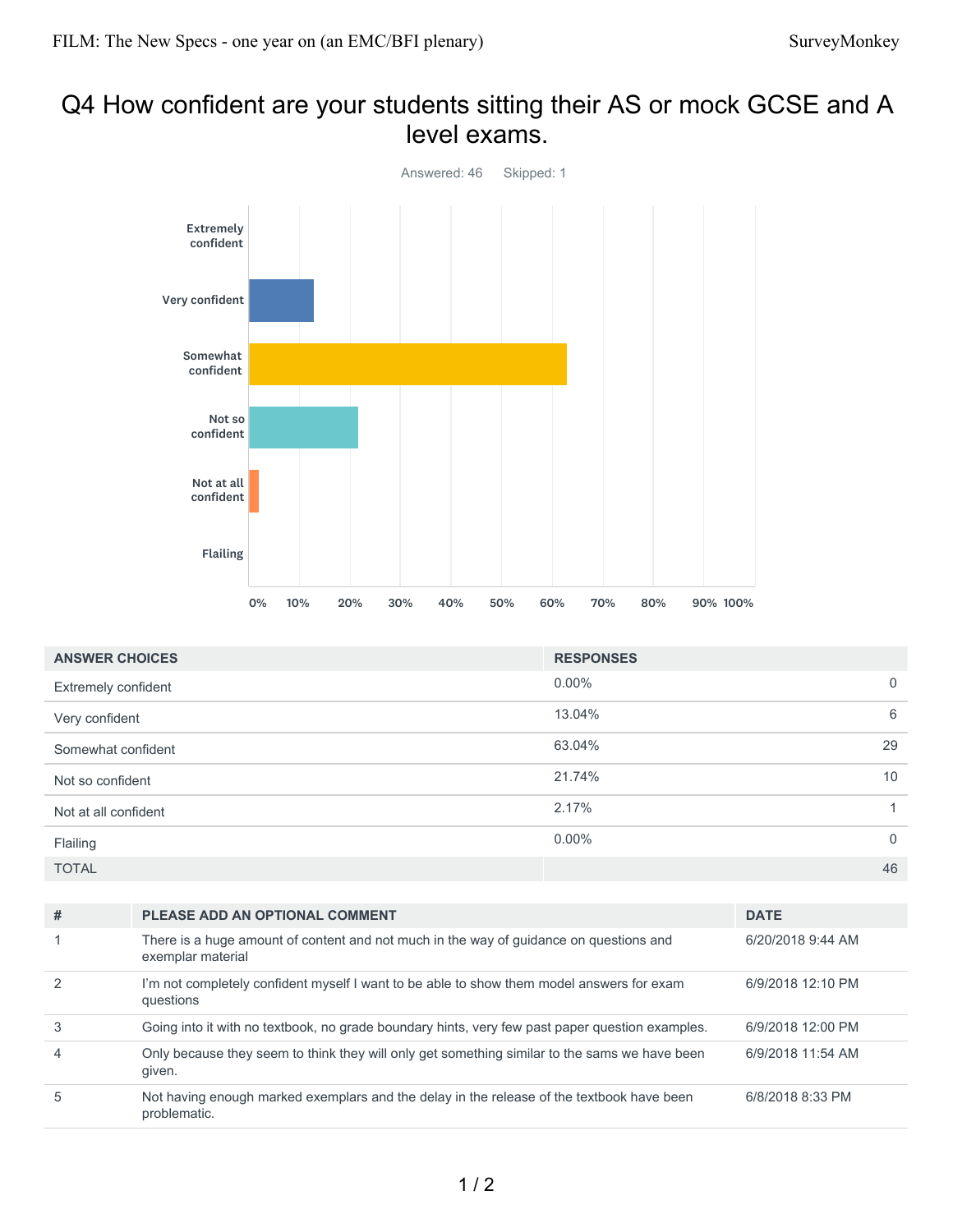# Q4 How confident are your students sitting their AS or mock GCSE and A level exams.

Answered: 46 Skipped: 1

| ANSWER CHOICES | RESPONSES | |
|---|---|---|
| Extremely confident | 0.00% | 0 |
| Very confident | 13.04% | 6 |
| Somewhat confident | 63.04% | 29 |
| Not so confident | 21.74% | 10 |
| Not at all confident | 2.17% | 1 |
| Flailing | 0.00% | 0 |
| TOTAL | | 46 |

| # | PLEASE ADD AN OPTIONAL COMMENT | DATE |
|---|---|---|
| 1 | There is a huge amount of content and not much in the way of guidance on questions and exemplar material | 6/20/2018 9:44 AM |
| 2 | I'm not completely confident myself I want to be able to show them model answers for exam questions | 6/9/2018 12:10 PM |
| 3 | Going into it with no textbook, no grade boundary hints, very few past paper question examples. | 6/9/2018 12:00 PM |
| 4 | Only because they seem to think they will only get something similar to the sams we have been given. | 6/9/2018 11:54 AM |
| 5 | Not having enough marked exemplars and the delay in the release of the textbook have been problematic. | 6/8/2018 8:33 PM |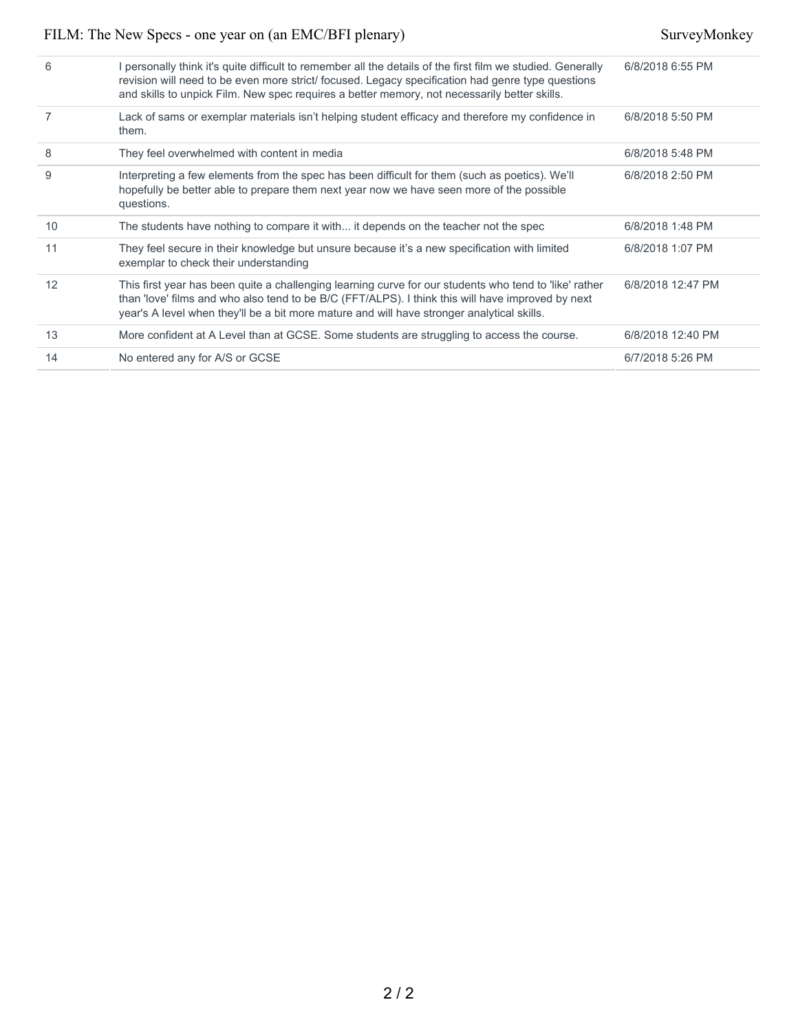| | | |
|---|---|---|
| 6 | I personally think it's quite difficult to remember all the details of the first film we studied. Generally revision will need to be even more strict/ focused. Legacy specification had genre type questions and skills to unpick Film. New spec requires a better memory, not necessarily better skills. | 6/8/2018 6:55 PM |
| 7 | Lack of sams or exemplar materials isn't helping student efficacy and therefore my confidence in them. | 6/8/2018 5:50 PM |
| 8 | They feel overwhelmed with content in media | 6/8/2018 5:48 PM |
| 9 | Interpreting a few elements from the spec has been difficult for them (such as poetics). We'll hopefully be better able to prepare them next year now we have seen more of the possible questions. | 6/8/2018 2:50 PM |
| 10 | The students have nothing to compare it with... it depends on the teacher not the spec | 6/8/2018 1:48 PM |
| 11 | They feel secure in their knowledge but unsure because it's a new specification with limited exemplar to check their understanding | 6/8/2018 1:07 PM |
| 12 | This first year has been quite a challenging learning curve for our students who tend to 'like' rather than 'love' films and who also tend to be B/C (FFT/ALPS). I think this will have improved by next year's A level when they'll be a bit more mature and will have stronger analytical skills. | 6/8/2018 12:47 PM |
| 13 | More confident at A Level than at GCSE. Some students are struggling to access the course. | 6/8/2018 12:40 PM |
| 14 | No entered any for A/S or GCSE | 6/7/2018 5:26 PM |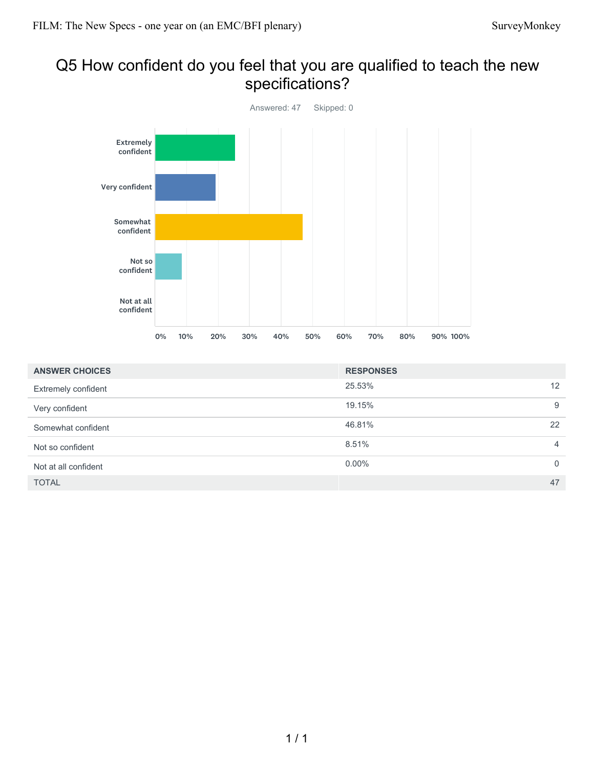# Q5 How confident do you feel that you are qualified to teach the new specifications?

Answered: 47 Skipped: 0

| ANSWER CHOICES | RESPONSES | |
|---|---|---|
| Extremely confident | 25.53% | 12 |
| Very confident | 19.15% | 9 |
| Somewhat confident | 46.81% | 22 |
| Not so confident | 8.51% | 4 |
| Not at all confident | 0.00% | 0 |
| TOTAL | | 47 |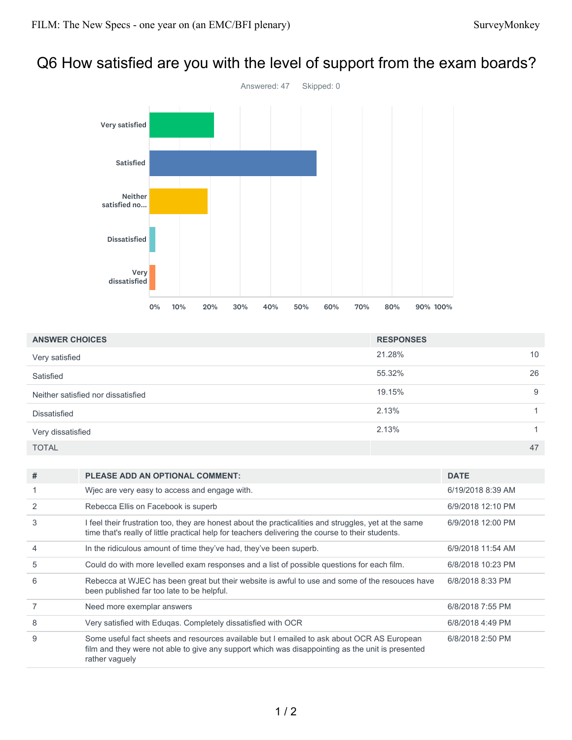# Q6 How satisfied are you with the level of support from the exam boards?

Answered: 47 Skipped: 0

| ANSWER CHOICES | RESPONSES | |
|---|---|---|
| Very satisfied | 21.28% | 10 |
| Satisfied | 55.32% | 26 |
| Neither satisfied nor dissatisfied | 19.15% | 9 |
| Dissatisfied | 2.13% | 1 |
| Very dissatisfied | 2.13% | 1 |
| TOTAL | | 47 |

| # | PLEASE ADD AN OPTIONAL COMMENT: | DATE |
|---|---|---|
| 1 | Wjec are very easy to access and engage with. | 6/19/2018 8:39 AM |
| 2 | Rebecca Ellis on Facebook is superb | 6/9/2018 12:10 PM |
| 3 | I feel their frustration too, they are honest about the practicalities and struggles, yet at the same time that's really of little practical help for teachers delivering the course to their students. | 6/9/2018 12:00 PM |
| 4 | In the ridiculous amount of time they've had, they've been superb. | 6/9/2018 11:54 AM |
| 5 | Could do with more levelled exam responses and a list of possible questions for each film. | 6/8/2018 10:23 PM |
| 6 | Rebecca at WJEC has been great but their website is awful to use and some of the resouces have been published far too late to be helpful. | 6/8/2018 8:33 PM |
| 7 | Need more exemplar answers | 6/8/2018 7:55 PM |
| 8 | Very satisfied with Eduqas. Completely dissatisfied with OCR | 6/8/2018 4:49 PM |
| 9 | Some useful fact sheets and resources available but I emailed to ask about OCR AS European film and they were not able to give any support which was disappointing as the unit is presented rather vaguely | 6/8/2018 2:50 PM |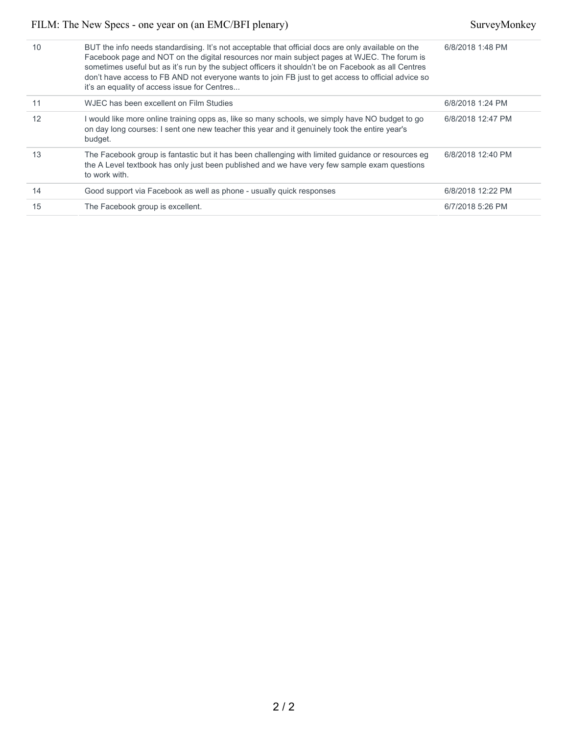| | | |
|---|---|---|
| 10 | BUT the info needs standardising. It's not acceptable that official docs are only available on the Facebook page and NOT on the digital resources nor main subject pages at WJEC. The forum is sometimes useful but as it's run by the subject officers it shouldn't be on Facebook as all Centres don't have access to FB AND not everyone wants to join FB just to get access to official advice so it's an equality of access issue for Centres... | 6/8/2018 1:48 PM |
| 11 | WJEC has been excellent on Film Studies | 6/8/2018 1:24 PM |
| 12 | I would like more online training opps as, like so many schools, we simply have NO budget to go on day long courses: I sent one new teacher this year and it genuinely took the entire year's budget. | 6/8/2018 12:47 PM |
| 13 | The Facebook group is fantastic but it has been challenging with limited guidance or resources eg the A Level textbook has only just been published and we have very few sample exam questions to work with. | 6/8/2018 12:40 PM |
| 14 | Good support via Facebook as well as phone - usually quick responses | 6/8/2018 12:22 PM |
| 15 | The Facebook group is excellent. | 6/7/2018 5:26 PM |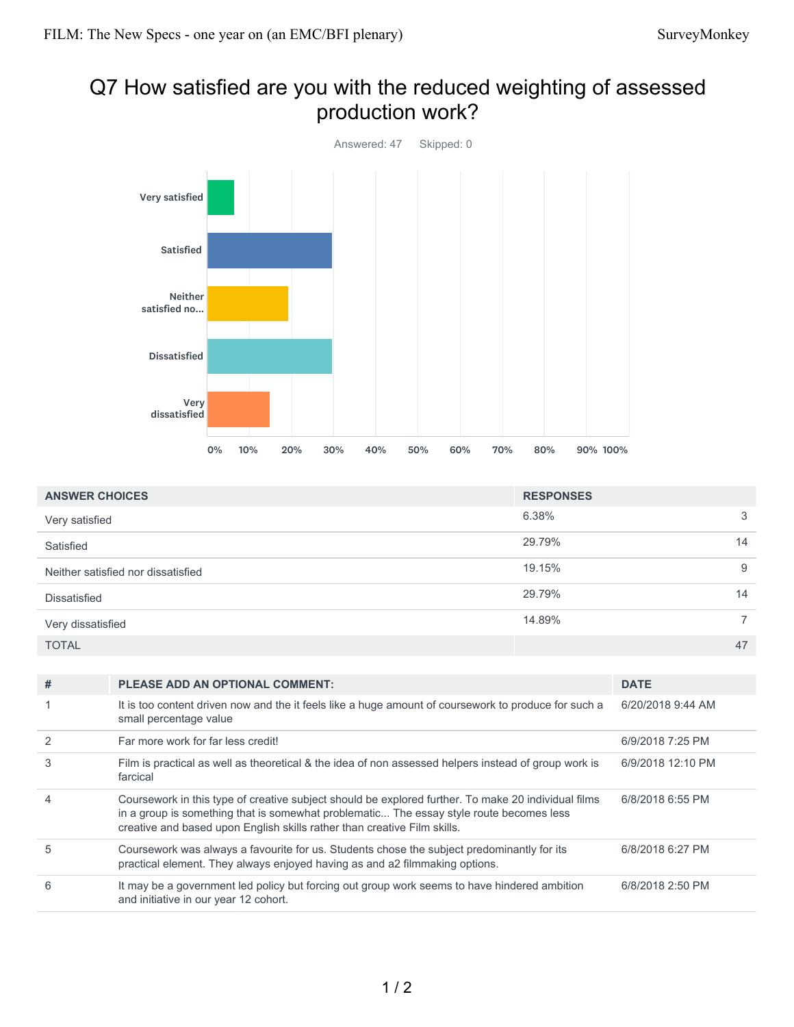# Q7 How satisfied are you with the reduced weighting of assessed production work?

Answered: 47 Skipped: 0

| ANSWER CHOICES | RESPONSES | |
|---|---|---|
| Very satisfied | 6.38% | 3 |
| Satisfied | 29.79% | 14 |
| Neither satisfied nor dissatisfied | 19.15% | 9 |
| Dissatisfied | 29.79% | 14 |
| Very dissatisfied | 14.89% | 7 |
| TOTAL | | 47 |

| # | PLEASE ADD AN OPTIONAL COMMENT: | DATE |
|---|---|---|
| 1 | It is too content driven now and the it feels like a huge amount of coursework to produce for such a small percentage value | 6/20/2018 9:44 AM |
| 2 | Far more work for far less credit! | 6/9/2018 7:25 PM |
| 3 | Film is practical as well as theoretical & the idea of non assessed helpers instead of group work is farcical | 6/9/2018 12:10 PM |
| 4 | Coursework in this type of creative subject should be explored further. To make 20 individual films in a group is something that is somewhat problematic... The essay style route becomes less creative and based upon English skills rather than creative Film skills. | 6/8/2018 6:55 PM |
| 5 | Coursework was always a favourite for us. Students chose the subject predominantly for its practical element. They always enjoyed having as and a2 filmmaking options. | 6/8/2018 6:27 PM |
| 6 | It may be a government led policy but forcing out group work seems to have hindered ambition and initiative in our year 12 cohort. | 6/8/2018 2:50 PM |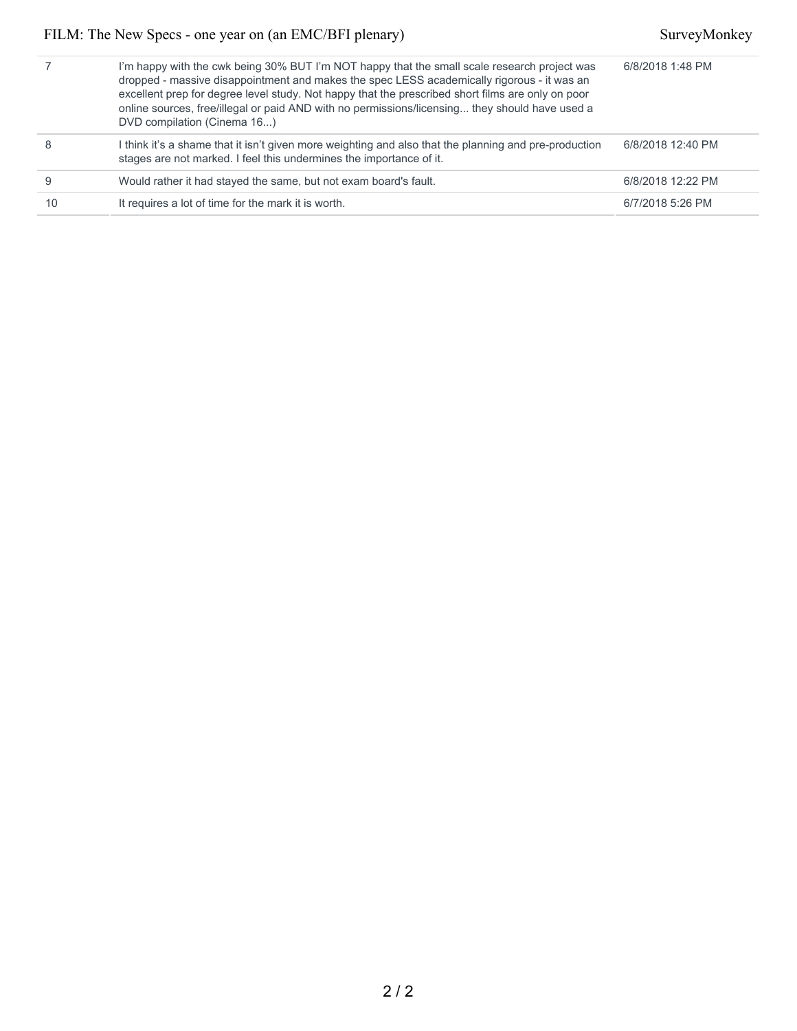| 7 | I'm happy with the cwk being 30% BUT I'm NOT happy that the small scale research project was dropped - massive disappointment and makes the spec LESS academically rigorous - it was an excellent prep for degree level study. Not happy that the prescribed short films are only on poor online sources, free/illegal or paid AND with no permissions/licensing... they should have used a DVD compilation (Cinema 16...) | 6/8/2018 1:48 PM |
|---|---|---|
| 8 | I think it's a shame that it isn't given more weighting and also that the planning and pre-production stages are not marked. I feel this undermines the importance of it. | 6/8/2018 12:40 PM |
| 9 | Would rather it had stayed the same, but not exam board's fault. | 6/8/2018 12:22 PM |
| 10 | It requires a lot of time for the mark it is worth. | 6/7/2018 5:26 PM |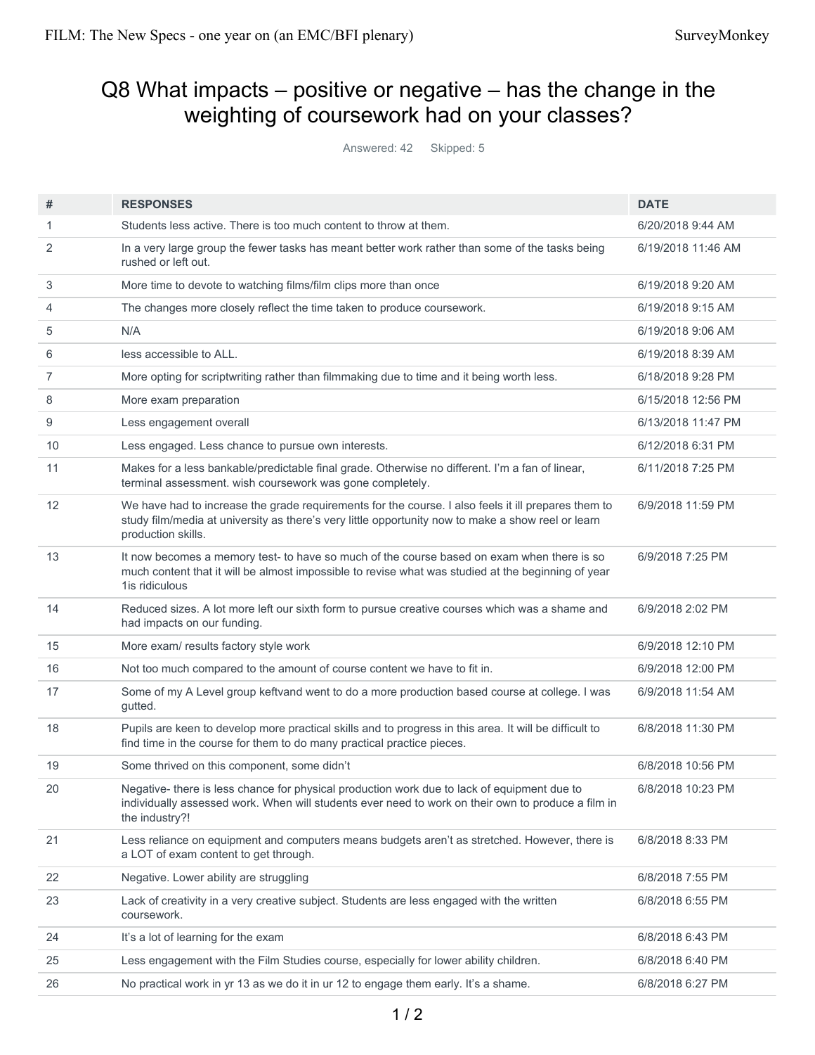# Q8 What impacts – positive or negative – has the change in the weighting of coursework had on your classes?

Answered: 42 Skipped: 5

| # | RESPONSES | DATE |
|---|---|---|
| 1 | Students less active. There is too much content to throw at them. | 6/20/2018 9:44 AM |
| 2 | In a very large group the fewer tasks has meant better work rather than some of the tasks being rushed or left out. | 6/19/2018 11:46 AM |
| 3 | More time to devote to watching films/film clips more than once | 6/19/2018 9:20 AM |
| 4 | The changes more closely reflect the time taken to produce coursework. | 6/19/2018 9:15 AM |
| 5 | N/A | 6/19/2018 9:06 AM |
| 6 | less accessible to ALL. | 6/19/2018 8:39 AM |
| 7 | More opting for scriptwriting rather than filmmaking due to time and it being worth less. | 6/18/2018 9:28 PM |
| 8 | More exam preparation | 6/15/2018 12:56 PM |
| 9 | Less engagement overall | 6/13/2018 11:47 PM |
| 10 | Less engaged. Less chance to pursue own interests. | 6/12/2018 6:31 PM |
| 11 | Makes for a less bankable/predictable final grade. Otherwise no different. I'm a fan of linear, terminal assessment. wish coursework was gone completely. | 6/11/2018 7:25 PM |
| 12 | We have had to increase the grade requirements for the course. I also feels it ill prepares them to study film/media at university as there's very little opportunity now to make a show reel or learn production skills. | 6/9/2018 11:59 PM |
| 13 | It now becomes a memory test- to have so much of the course based on exam when there is so much content that it will be almost impossible to revise what was studied at the beginning of year 1is ridiculous | 6/9/2018 7:25 PM |
| 14 | Reduced sizes. A lot more left our sixth form to pursue creative courses which was a shame and had impacts on our funding. | 6/9/2018 2:02 PM |
| 15 | More exam/ results factory style work | 6/9/2018 12:10 PM |
| 16 | Not too much compared to the amount of course content we have to fit in. | 6/9/2018 12:00 PM |
| 17 | Some of my A Level group keftvand went to do a more production based course at college. I was gutted. | 6/9/2018 11:54 AM |
| 18 | Pupils are keen to develop more practical skills and to progress in this area. It will be difficult to find time in the course for them to do many practical practice pieces. | 6/8/2018 11:30 PM |
| 19 | Some thrived on this component, some didn't | 6/8/2018 10:56 PM |
| 20 | Negative- there is less chance for physical production work due to lack of equipment due to individually assessed work. When will students ever need to work on their own to produce a film in the industry?! | 6/8/2018 10:23 PM |
| 21 | Less reliance on equipment and computers means budgets aren't as stretched. However, there is a LOT of exam content to get through. | 6/8/2018 8:33 PM |
| 22 | Negative. Lower ability are struggling | 6/8/2018 7:55 PM |
| 23 | Lack of creativity in a very creative subject. Students are less engaged with the written coursework. | 6/8/2018 6:55 PM |
| 24 | It's a lot of learning for the exam | 6/8/2018 6:43 PM |
| 25 | Less engagement with the Film Studies course, especially for lower ability children. | 6/8/2018 6:40 PM |
| 26 | No practical work in yr 13 as we do it in ur 12 to engage them early. It's a shame. | 6/8/2018 6:27 PM |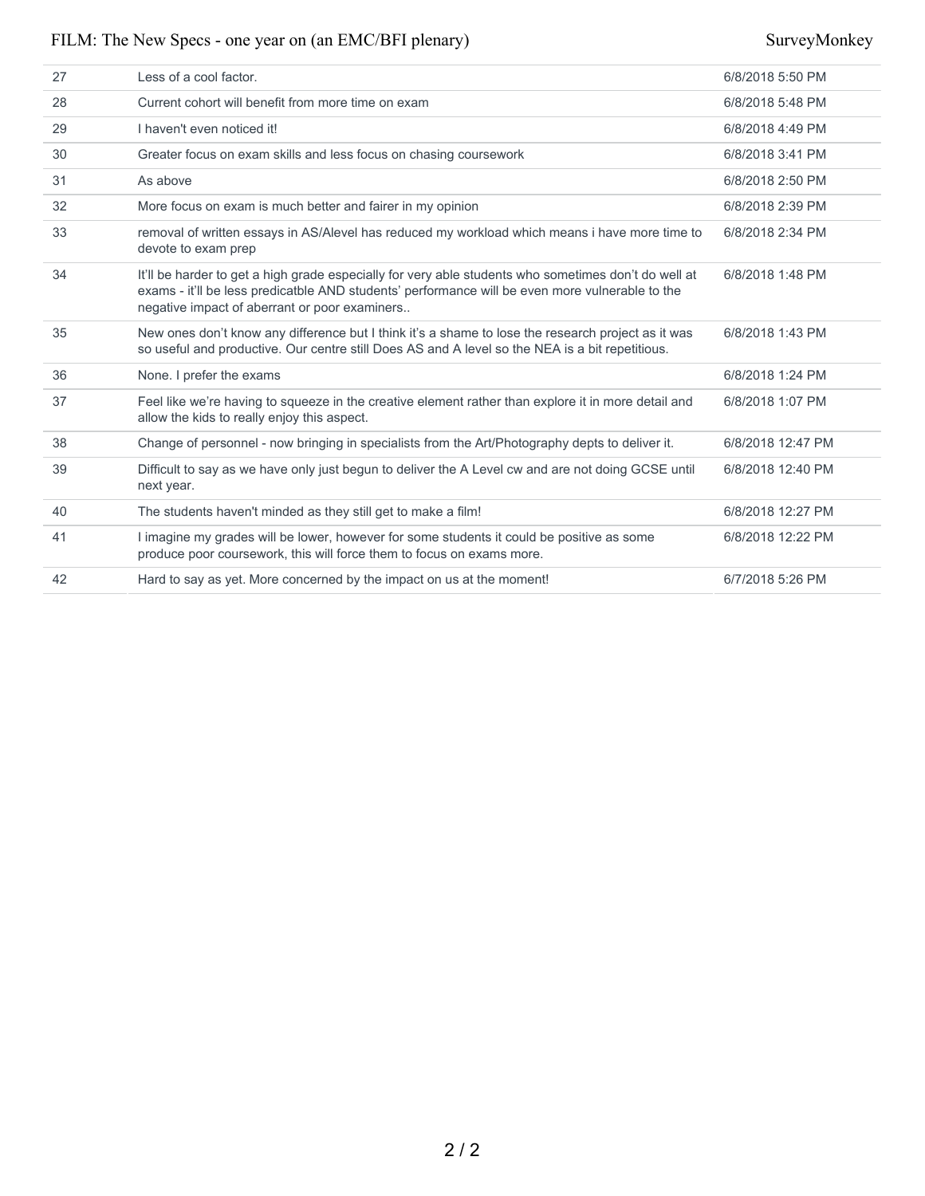| | | |
|---|---|---|
| 27 | Less of a cool factor. | 6/8/2018 5:50 PM |
| 28 | Current cohort will benefit from more time on exam | 6/8/2018 5:48 PM |
| 29 | I haven't even noticed it! | 6/8/2018 4:49 PM |
| 30 | Greater focus on exam skills and less focus on chasing coursework | 6/8/2018 3:41 PM |
| 31 | As above | 6/8/2018 2:50 PM |
| 32 | More focus on exam is much better and fairer in my opinion | 6/8/2018 2:39 PM |
| 33 | removal of written essays in AS/Alevel has reduced my workload which means i have more time to devote to exam prep | 6/8/2018 2:34 PM |
| 34 | It'll be harder to get a high grade especially for very able students who sometimes don't do well at exams - it'll be less predicatble AND students' performance will be even more vulnerable to the negative impact of aberrant or poor examiners.. | 6/8/2018 1:48 PM |
| 35 | New ones don't know any difference but I think it's a shame to lose the research project as it was so useful and productive. Our centre still Does AS and A level so the NEA is a bit repetitious. | 6/8/2018 1:43 PM |
| 36 | None. I prefer the exams | 6/8/2018 1:24 PM |
| 37 | Feel like we're having to squeeze in the creative element rather than explore it in more detail and allow the kids to really enjoy this aspect. | 6/8/2018 1:07 PM |
| 38 | Change of personnel - now bringing in specialists from the Art/Photography depts to deliver it. | 6/8/2018 12:47 PM |
| 39 | Difficult to say as we have only just begun to deliver the A Level cw and are not doing GCSE until next year. | 6/8/2018 12:40 PM |
| 40 | The students haven't minded as they still get to make a film! | 6/8/2018 12:27 PM |
| 41 | I imagine my grades will be lower, however for some students it could be positive as some produce poor coursework, this will force them to focus on exams more. | 6/8/2018 12:22 PM |
| 42 | Hard to say as yet. More concerned by the impact on us at the moment! | 6/7/2018 5:26 PM |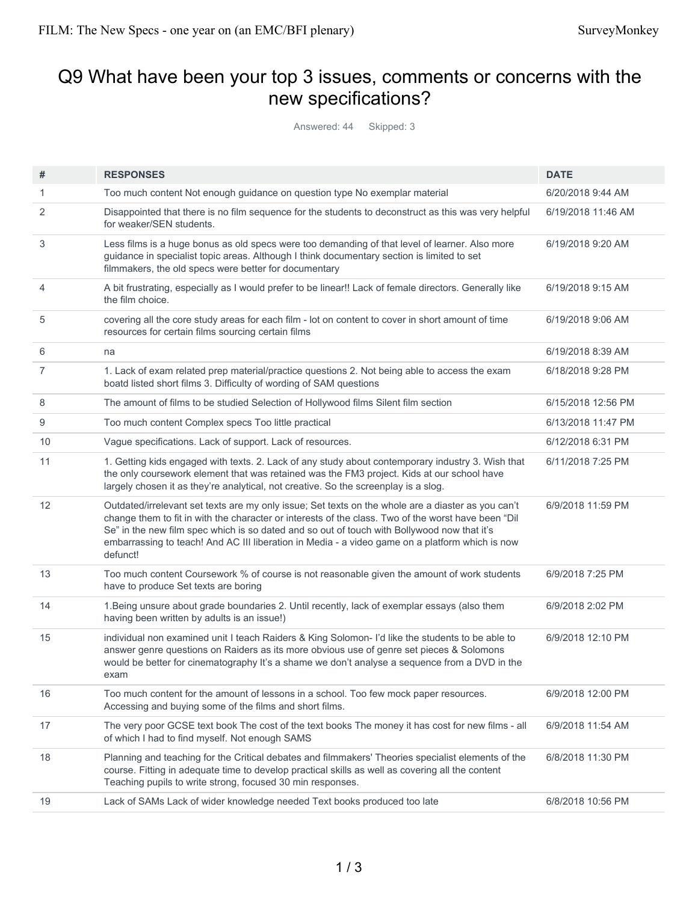# Q9 What have been your top 3 issues, comments or concerns with the new specifications?

Answered: 44 Skipped: 3

| # | RESPONSES | DATE |
|---|---|---|
| 1 | Too much content Not enough guidance on question type No exemplar material | 6/20/2018 9:44 AM |
| 2 | Disappointed that there is no film sequence for the students to deconstruct as this was very helpful for weaker/SEN students. | 6/19/2018 11:46 AM |
| 3 | Less films is a huge bonus as old specs were too demanding of that level of learner. Also more guidance in specialist topic areas. Although I think documentary section is limited to set filmmakers, the old specs were better for documentary | 6/19/2018 9:20 AM |
| 4 | A bit frustrating, especially as I would prefer to be linear!! Lack of female directors. Generally like the film choice. | 6/19/2018 9:15 AM |
| 5 | covering all the core study areas for each film - lot on content to cover in short amount of time resources for certain films sourcing certain films | 6/19/2018 9:06 AM |
| 6 | na | 6/19/2018 8:39 AM |
| 7 | 1. Lack of exam related prep material/practice questions 2. Not being able to access the exam boatd listed short films 3. Difficulty of wording of SAM questions | 6/18/2018 9:28 PM |
| 8 | The amount of films to be studied Selection of Hollywood films Silent film section | 6/15/2018 12:56 PM |
| 9 | Too much content Complex specs Too little practical | 6/13/2018 11:47 PM |
| 10 | Vague specifications. Lack of support. Lack of resources. | 6/12/2018 6:31 PM |
| 11 | 1. Getting kids engaged with texts. 2. Lack of any study about contemporary industry 3. Wish that the only coursework element that was retained was the FM3 project. Kids at our school have largely chosen it as they're analytical, not creative. So the screenplay is a slog. | 6/11/2018 7:25 PM |
| 12 | Outdated/irrelevant set texts are my only issue; Set texts on the whole are a diaster as you can't change them to fit in with the character or interests of the class. Two of the worst have been "Dil Se" in the new film spec which is so dated and so out of touch with Bollywood now that it's embarrassing to teach! And AC III liberation in Media - a video game on a platform which is now defunct! | 6/9/2018 11:59 PM |
| 13 | Too much content Coursework % of course is not reasonable given the amount of work students have to produce Set texts are boring | 6/9/2018 7:25 PM |
| 14 | 1.Being unsure about grade boundaries 2. Until recently, lack of exemplar essays (also them having been written by adults is an issue!) | 6/9/2018 2:02 PM |
| 15 | individual non examined unit I teach Raiders & King Solomon- I'd like the students to be able to answer genre questions on Raiders as its more obvious use of genre set pieces & Solomons would be better for cinematography It's a shame we don't analyse a sequence from a DVD in the exam | 6/9/2018 12:10 PM |
| 16 | Too much content for the amount of lessons in a school. Too few mock paper resources. Accessing and buying some of the films and short films. | 6/9/2018 12:00 PM |
| 17 | The very poor GCSE text book The cost of the text books The money it has cost for new films - all of which I had to find myself. Not enough SAMS | 6/9/2018 11:54 AM |
| 18 | Planning and teaching for the Critical debates and filmmakers' Theories specialist elements of the course. Fitting in adequate time to develop practical skills as well as covering all the content Teaching pupils to write strong, focused 30 min responses. | 6/8/2018 11:30 PM |
| 19 | Lack of SAMs Lack of wider knowledge needed Text books produced too late | 6/8/2018 10:56 PM |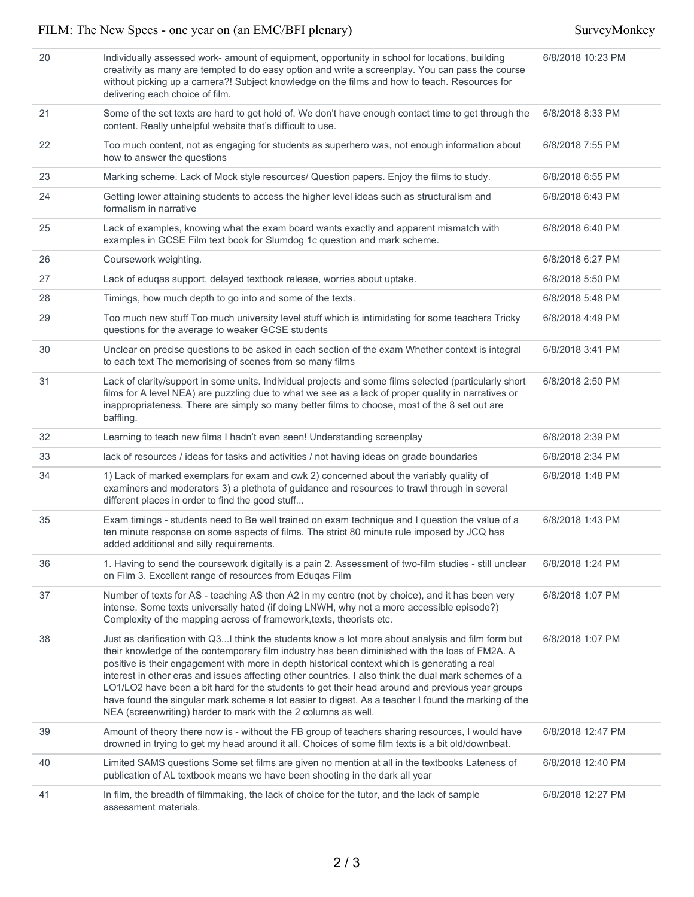| | | |
|---|---|---|
| 20 | Individually assessed work- amount of equipment, opportunity in school for locations, building creativity as many are tempted to do easy option and write a screenplay. You can pass the course without picking up a camera?! Subject knowledge on the films and how to teach. Resources for delivering each choice of film. | 6/8/2018 10:23 PM |
| 21 | Some of the set texts are hard to get hold of. We don't have enough contact time to get through the content. Really unhelpful website that's difficult to use. | 6/8/2018 8:33 PM |
| 22 | Too much content, not as engaging for students as superhero was, not enough information about how to answer the questions | 6/8/2018 7:55 PM |
| 23 | Marking scheme. Lack of Mock style resources/ Question papers. Enjoy the films to study. | 6/8/2018 6:55 PM |
| 24 | Getting lower attaining students to access the higher level ideas such as structuralism and formalism in narrative | 6/8/2018 6:43 PM |
| 25 | Lack of examples, knowing what the exam board wants exactly and apparent mismatch with examples in GCSE Film text book for Slumdog 1c question and mark scheme. | 6/8/2018 6:40 PM |
| 26 | Coursework weighting. | 6/8/2018 6:27 PM |
| 27 | Lack of eduqas support, delayed textbook release, worries about uptake. | 6/8/2018 5:50 PM |
| 28 | Timings, how much depth to go into and some of the texts. | 6/8/2018 5:48 PM |
| 29 | Too much new stuff Too much university level stuff which is intimidating for some teachers Tricky questions for the average to weaker GCSE students | 6/8/2018 4:49 PM |
| 30 | Unclear on precise questions to be asked in each section of the exam Whether context is integral to each text The memorising of scenes from so many films | 6/8/2018 3:41 PM |
| 31 | Lack of clarity/support in some units. Individual projects and some films selected (particularly short films for A level NEA) are puzzling due to what we see as a lack of proper quality in narratives or inappropriateness. There are simply so many better films to choose, most of the 8 set out are baffling. | 6/8/2018 2:50 PM |
| 32 | Learning to teach new films I hadn't even seen! Understanding screenplay | 6/8/2018 2:39 PM |
| 33 | lack of resources / ideas for tasks and activities / not having ideas on grade boundaries | 6/8/2018 2:34 PM |
| 34 | 1) Lack of marked exemplars for exam and cwk 2) concerned about the variably quality of examiners and moderators 3) a plethota of guidance and resources to trawl through in several different places in order to find the good stuff... | 6/8/2018 1:48 PM |
| 35 | Exam timings - students need to Be well trained on exam technique and I question the value of a ten minute response on some aspects of films. The strict 80 minute rule imposed by JCQ has added additional and silly requirements. | 6/8/2018 1:43 PM |
| 36 | 1. Having to send the coursework digitally is a pain 2. Assessment of two-film studies - still unclear on Film 3. Excellent range of resources from Eduqas Film | 6/8/2018 1:24 PM |
| 37 | Number of texts for AS - teaching AS then A2 in my centre (not by choice), and it has been very intense. Some texts universally hated (if doing LNWH, why not a more accessible episode?) Complexity of the mapping across of framework,texts, theorists etc. | 6/8/2018 1:07 PM |
| 38 | Just as clarification with Q3...I think the students know a lot more about analysis and film form but their knowledge of the contemporary film industry has been diminished with the loss of FM2A. A positive is their engagement with more in depth historical context which is generating a real interest in other eras and issues affecting other countries. I also think the dual mark schemes of a LO1/LO2 have been a bit hard for the students to get their head around and previous year groups have found the singular mark scheme a lot easier to digest. As a teacher I found the marking of the NEA (screenwriting) harder to mark with the 2 columns as well. | 6/8/2018 1:07 PM |
| 39 | Amount of theory there now is - without the FB group of teachers sharing resources, I would have drowned in trying to get my head around it all. Choices of some film texts is a bit old/downbeat. | 6/8/2018 12:47 PM |
| 40 | Limited SAMS questions Some set films are given no mention at all in the textbooks Lateness of publication of AL textbook means we have been shooting in the dark all year | 6/8/2018 12:40 PM |
| 41 | In film, the breadth of filmmaking, the lack of choice for the tutor, and the lack of sample assessment materials. | 6/8/2018 12:27 PM |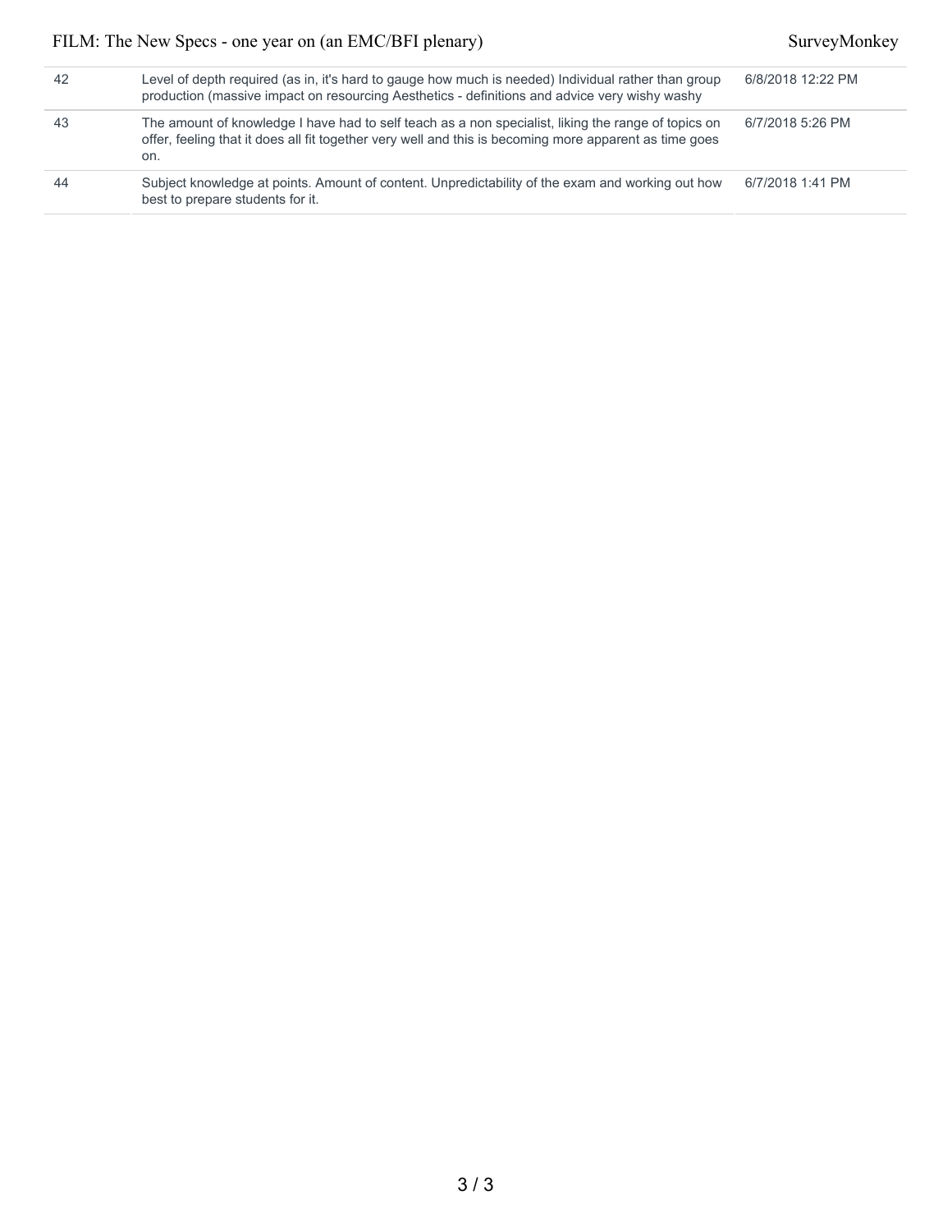| | | |
|---|---|---|
| 42 | Level of depth required (as in, it's hard to gauge how much is needed) Individual rather than group production (massive impact on resourcing Aesthetics - definitions and advice very wishy washy | 6/8/2018 12:22 PM |
| 43 | The amount of knowledge I have had to self teach as a non specialist, liking the range of topics on offer, feeling that it does all fit together very well and this is becoming more apparent as time goes on. | 6/7/2018 5:26 PM |
| 44 | Subject knowledge at points. Amount of content. Unpredictability of the exam and working out how best to prepare students for it. | 6/7/2018 1:41 PM |